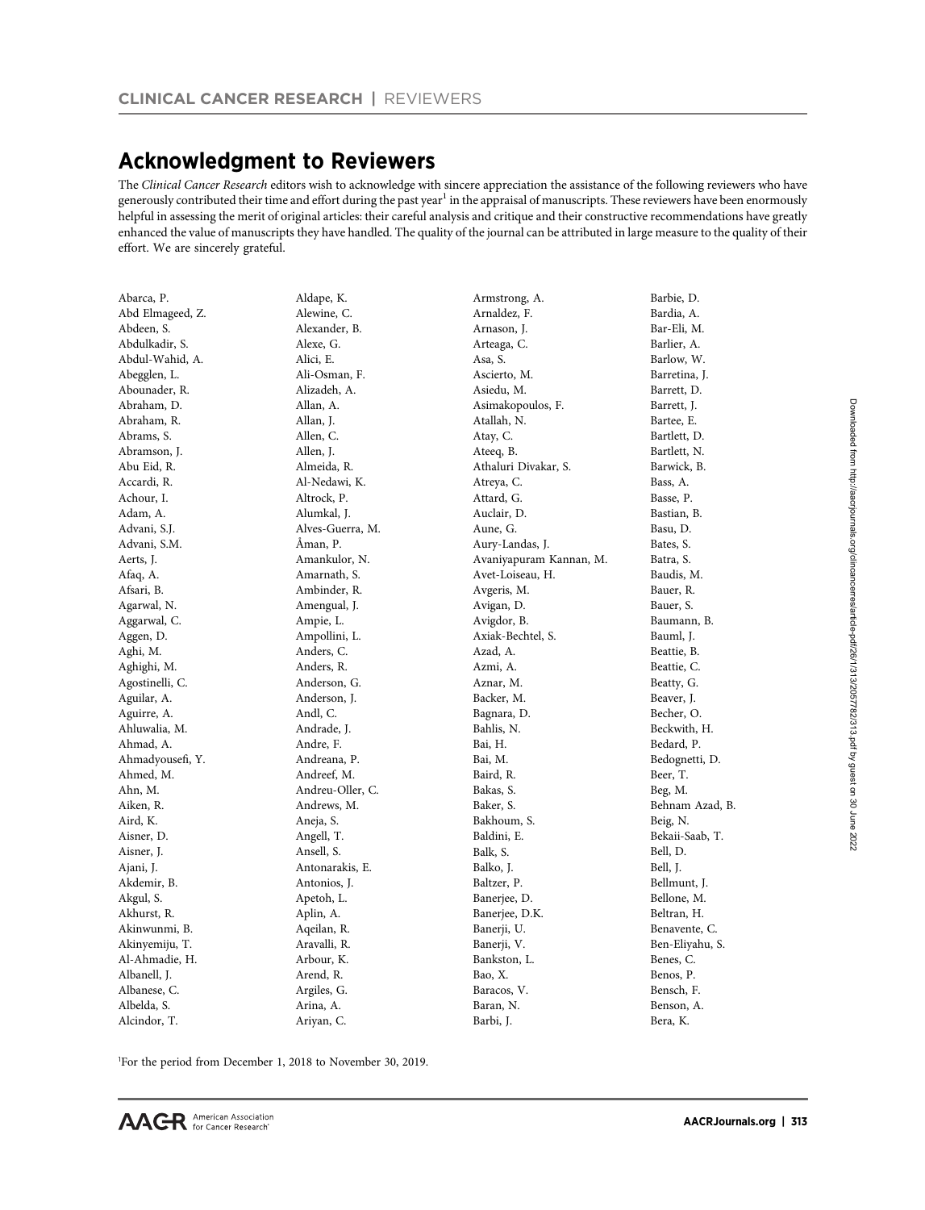# Acknowledgment to Reviewers

The *Clinical Cancer Research* editors wish to acknowledge with sincere appreciation the assistance of the following reviewers who have generously contributed their time and effort during the past year[1] in the appraisal of manuscripts. These reviewers have been enormously helpful in assessing the merit of original articles: their careful analysis and critique and their constructive recommendations have greatly enhanced the value of manuscripts they have handled. The quality of the journal can be attributed in large measure to the quality of their effort. We are sincerely grateful.

Abarca, P.
Abd Elmageed, Z.
Abdeen, S.
Abdulkadir, S.
Abdul-Wahid, A.
Abegglen, L.
Abounader, R.
Abraham, D.
Abraham, R.
Abrams, S.
Abramson, J.
Abu Eid, R.
Accardi, R.
Achour, I.
Adam, A.
Advani, S.J.
Advani, S.M.
Aerts, J.
Afaq, A.
Afsari, B.
Agarwal, N.
Aggarwal, C.
Aggen, D.
Aghi, M.
Aghighi, M.
Agostinelli, C.
Aguilar, A.
Aguirre, A.
Ahluwalia, M.
Ahmad, A.
Ahmadyousefi, Y.
Ahmed, M.
Ahn, M.
Aiken, R.
Aird, K.
Aisner, D.
Aisner, J.
Ajani, J.
Akdemir, B.
Akgul, S.
Akhurst, R.
Akinwunmi, B.
Akinyemiju, T.
Al-Ahmadie, H.
Albanell, J.
Albanese, C.
Albelda, S.
Alcindor, T.
Aldape, K.
Alewine, C.
Alexander, B.
Alexe, G.
Alici, E.
Ali-Osman, F.
Alizadeh, A.
Allan, A.
Allan, J.
Allen, C.
Allen, J.
Almeida, R.
Al-Nedawi, K.
Altrock, P.
Alumkal, J.
Alves-Guerra, M.
Åman, P.
Amankulor, N.
Amarnath, S.
Ambinder, R.
Amengual, J.
Ampie, L.
Ampollini, L.
Anders, C.
Anders, R.
Anderson, G.
Anderson, J.
Andl, C.
Andrade, J.
Andre, F.
Andreana, P.
Andreef, M.
Andreu-Oller, C.
Andrews, M.
Aneja, S.
Angell, T.
Ansell, S.
Antonarakis, E.
Antonios, J.
Apetoh, L.
Aplin, A.
Aqeilan, R.
Aravalli, R.
Arbour, K.
Arend, R.
Argiles, G.
Arina, A.
Ariyan, C.
Armstrong, A.
Arnaldez, F.
Arnason, J.
Arteaga, C.
Asa, S.
Ascierto, M.
Asiedu, M.
Asimakopoulos, F.
Atallah, N.
Atay, C.
Ateeq, B.
Athaluri Divakar, S.
Atreya, C.
Attard, G.
Auclair, D.
Aune, G.
Aury-Landas, J.
Avaniyapuram Kannan, M.
Avet-Loiseau, H.
Avgeris, M.
Avigan, D.
Avigdor, B.
Axiak-Bechtel, S.
Azad, A.
Azmi, A.
Aznar, M.
Backer, M.
Bagnara, D.
Bahlis, N.
Bai, H.
Bai, M.
Baird, R.
Bakas, S.
Baker, S.
Bakhoum, S.
Baldini, E.
Balk, S.
Balko, J.
Baltzer, P.
Banerjee, D.
Banerjee, D.K.
Banerji, U.
Banerji, V.
Bankston, L.
Bao, X.
Baracos, V.
Baran, N.
Barbi, J.
Barbie, D.
Bardia, A.
Bar-Eli, M.
Barlier, A.
Barlow, W.
Barretina, J.
Barrett, D.
Barrett, J.
Bartee, E.
Bartlett, D.
Bartlett, N.
Barwick, B.
Bass, A.
Basse, P.
Bastian, B.
Basu, D.
Bates, S.
Batra, S.
Baudis, M.
Bauer, R.
Bauer, S.
Baumann, B.
Bauml, J.
Beattie, B.
Beattie, C.
Beatty, G.
Beaver, J.
Becher, O.
Beckwith, H.
Bedard, P.
Bedognetti, D.
Beer, T.
Beg, M.
Behnam Azad, B.
Beig, N.
Bekaii-Saab, T.
Bell, D.
Bell, J.
Bellmunt, J.
Bellone, M.
Beltran, H.
Benavente, C.
Ben-Eliyahu, S.
Benes, C.
Benos, P.
Bensch, F.
Benson, A.
Bera, K.

[1]For the period from December 1, 2018 to November 30, 2019.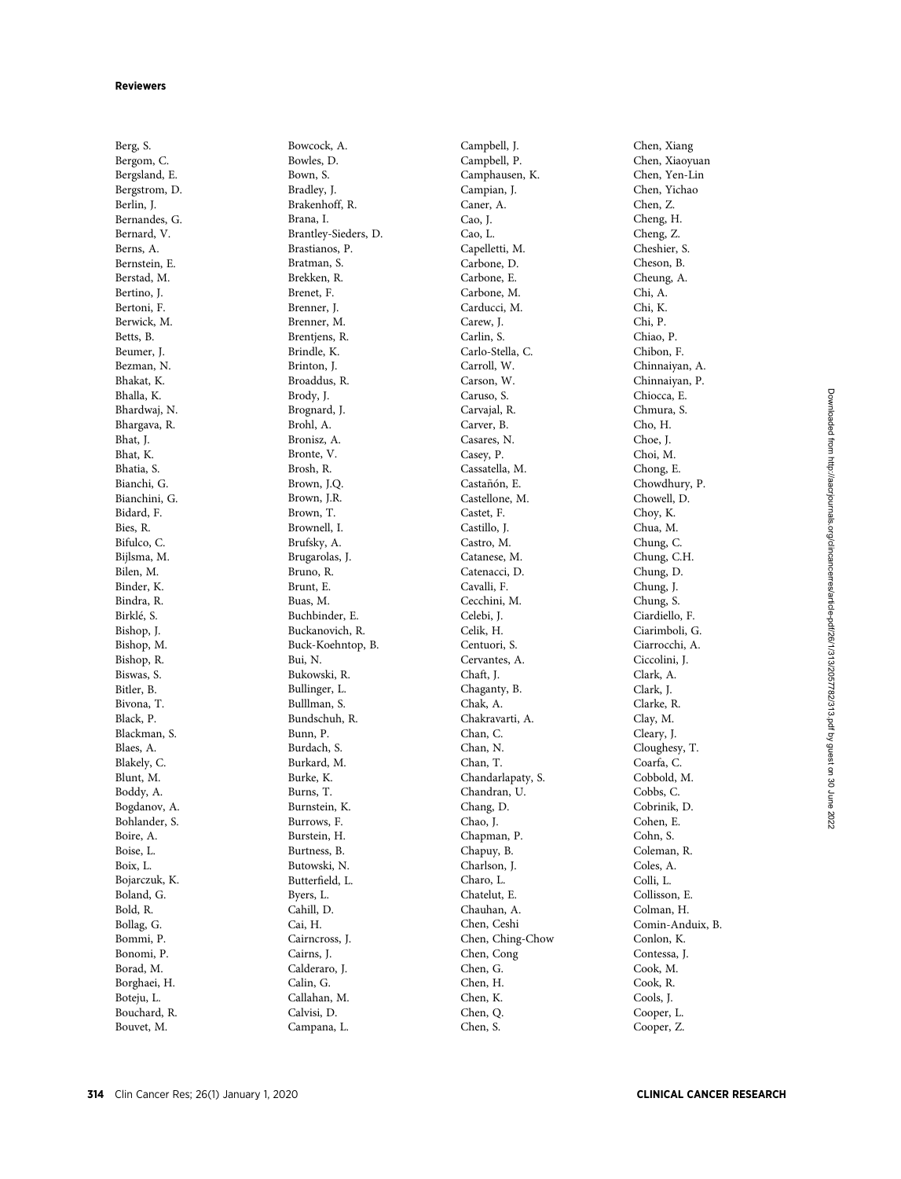**Reviewers**

Berg, S.
Bergom, C.
Bergsland, E.
Bergstrom, D.
Berlin, J.
Bernandes, G.
Bernard, V.
Berns, A.
Bernstein, E.
Berstad, M.
Bertino, J.
Bertoni, F.
Berwick, M.
Betts, B.
Beumer, J.
Bezman, N.
Bhakat, K.
Bhalla, K.
Bhardwaj, N.
Bhargava, R.
Bhat, J.
Bhat, K.
Bhatia, S.
Bianchi, G.
Bianchini, G.
Bidard, F.
Bies, R.
Bifulco, C.
Bijlsma, M.
Bilen, M.
Binder, K.
Bindra, R.
Birklé, S.
Bishop, J.
Bishop, M.
Bishop, R.
Biswas, S.
Bitler, B.
Bivona, T.
Black, P.
Blackman, S.
Blaes, A.
Blakely, C.
Blunt, M.
Boddy, A.
Bogdanov, A.
Bohlander, S.
Boire, A.
Boise, L.
Boix, L.
Bojarczuk, K.
Boland, G.
Bold, R.
Bollag, G.
Bommi, P.
Bonomi, P.
Borad, M.
Borghaei, H.
Boteju, L.
Bouchard, R.
Bouvet, M.
Bowcock, A.
Bowles, D.
Bown, S.
Bradley, J.
Brakenhoff, R.
Brana, I.
Brantley-Sieders, D.
Brastianos, P.
Bratman, S.
Brekken, R.
Brenet, F.
Brenner, J.
Brenner, M.
Brentjens, R.
Brindle, K.
Brinton, J.
Broaddus, R.
Brody, J.
Brognard, J.
Brohl, A.
Bronisz, A.
Bronte, V.
Brosh, R.
Brown, J.Q.
Brown, J.R.
Brown, T.
Brownell, I.
Brufsky, A.
Brugarolas, J.
Bruno, R.
Brunt, E.
Buas, M.
Buchbinder, E.
Buckanovich, R.
Buck-Koehntop, B.
Bui, N.
Bukowski, R.
Bullinger, L.
Bulllman, S.
Bundschuh, R.
Bunn, P.
Burdach, S.
Burkard, M.
Burke, K.
Burns, T.
Burnstein, K.
Burrows, F.
Burstein, H.
Burtness, B.
Butowski, N.
Butterfield, L.
Byers, L.
Cahill, D.
Cai, H.
Cairncross, J.
Cairns, J.
Calderaro, J.
Calin, G.
Callahan, M.
Calvisi, D.
Campana, L.
Campbell, J.
Campbell, P.
Camphausen, K.
Campian, J.
Caner, A.
Cao, J.
Cao, L.
Capelletti, M.
Carbone, D.
Carbone, E.
Carbone, M.
Carducci, M.
Carew, J.
Carlin, S.
Carlo-Stella, C.
Carroll, W.
Carson, W.
Caruso, S.
Carvajal, R.
Carver, B.
Casares, N.
Casey, P.
Cassatella, M.
Castañón, E.
Castellone, M.
Castet, F.
Castillo, J.
Castro, M.
Catanese, M.
Catenacci, D.
Cavalli, F.
Cecchini, M.
Celebi, J.
Celik, H.
Centuori, S.
Cervantes, A.
Chaft, J.
Chaganty, B.
Chak, A.
Chakravarti, A.
Chan, C.
Chan, N.
Chan, T.
Chandarlapaty, S.
Chandran, U.
Chang, D.
Chao, J.
Chapman, P.
Chapuy, B.
Charlson, J.
Charo, L.
Chatelut, E.
Chauhan, A.
Chen, Ceshi
Chen, Ching-Chow
Chen, Cong
Chen, G.
Chen, H.
Chen, K.
Chen, Q.
Chen, S.
Chen, Xiang
Chen, Xiaoyuan
Chen, Yen-Lin
Chen, Yichao
Chen, Z.
Cheng, H.
Cheng, Z.
Cheshier, S.
Cheson, B.
Cheung, A.
Chi, A.
Chi, K.
Chi, P.
Chiao, P.
Chibon, F.
Chinnaiyan, A.
Chinnaiyan, P.
Chiocca, E.
Chmura, S.
Cho, H.
Choe, J.
Choi, M.
Chong, E.
Chowdhury, P.
Chowell, D.
Choy, K.
Chua, M.
Chung, C.
Chung, C.H.
Chung, D.
Chung, J.
Chung, S.
Ciardiello, F.
Ciarimboli, G.
Ciarrocchi, A.
Ciccolini, J.
Clark, A.
Clark, J.
Clarke, R.
Clay, M.
Cleary, J.
Cloughesy, T.
Coarfa, C.
Cobbold, M.
Cobbs, C.
Cobrinik, D.
Cohen, E.
Cohn, S.
Coleman, R.
Coles, A.
Colli, L.
Collisson, E.
Colman, H.
Comin-Anduix, B.
Conlon, K.
Contessa, J.
Cook, M.
Cook, R.
Cools, J.
Cooper, L.
Cooper, Z.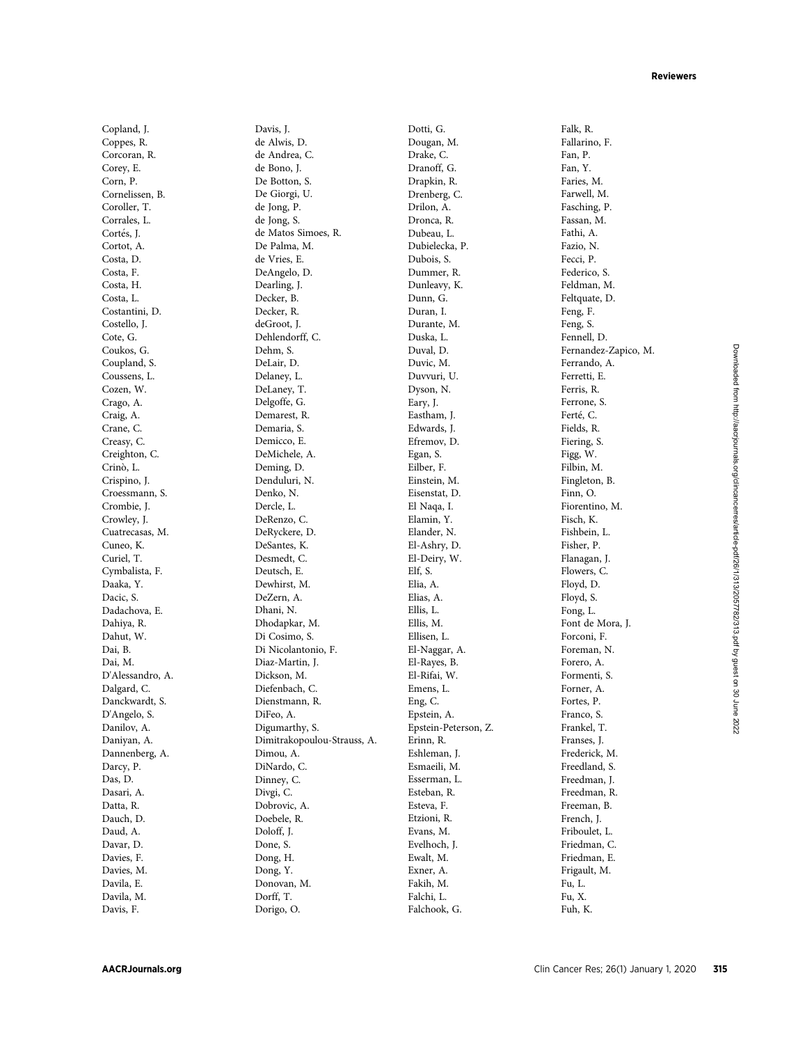Copland, J.
Coppes, R.
Corcoran, R.
Corey, E.
Corn, P.
Cornelissen, B.
Coroller, T.
Corrales, L.
Cortés, J.
Cortot, A.
Costa, D.
Costa, F.
Costa, H.
Costa, L.
Costantini, D.
Costello, J.
Cote, G.
Coukos, G.
Coupland, S.
Coussens, L.
Cozen, W.
Crago, A.
Craig, A.
Crane, C.
Creasy, C.
Creighton, C.
Crinò, L.
Crispino, J.
Croessmann, S.
Crombie, J.
Crowley, J.
Cuatrecasas, M.
Cuneo, K.
Curiel, T.
Cymbalista, F.
Daaka, Y.
Dacic, S.
Dadachova, E.
Dahiya, R.
Dahut, W.
Dai, B.
Dai, M.
D'Alessandro, A.
Dalgard, C.
Danckwardt, S.
D'Angelo, S.
Danilov, A.
Daniyan, A.
Dannenberg, A.
Darcy, P.
Das, D.
Dasari, A.
Datta, R.
Dauch, D.
Daud, A.
Davar, D.
Davies, F.
Davies, M.
Davila, E.
Davila, M.
Davis, F.
Davis, J.
de Alwis, D.
de Andrea, C.
de Bono, J.
De Botton, S.
De Giorgi, U.
de Jong, P.
de Jong, S.
de Matos Simoes, R.
De Palma, M.
de Vries, E.
DeAngelo, D.
Dearling, J.
Decker, B.
Decker, R.
deGroot, J.
Dehlendorff, C.
Dehm, S.
DeLair, D.
Delaney, L.
DeLaney, T.
Delgoffe, G.
Demarest, R.
Demaria, S.
Demicco, E.
DeMichele, A.
Deming, D.
Denduluri, N.
Denko, N.
Dercle, L.
DeRenzo, C.
DeRyckere, D.
DeSantes, K.
Desmedt, C.
Deutsch, E.
Dewhirst, M.
DeZern, A.
Dhani, N.
Dhodapkar, M.
Di Cosimo, S.
Di Nicolantonio, F.
Diaz-Martin, J.
Dickson, M.
Diefenbach, C.
Dienstmann, R.
DiFeo, A.
Digumarthy, S.
Dimitrakopoulou-Strauss, A.
Dimou, A.
DiNardo, C.
Dinney, C.
Divgi, C.
Dobrovic, A.
Doebele, R.
Doloff, J.
Done, S.
Dong, H.
Dong, Y.
Donovan, M.
Dorff, T.
Dorigo, O.
Dotti, G.
Dougan, M.
Drake, C.
Dranoff, G.
Drapkin, R.
Drenberg, C.
Drilon, A.
Dronca, R.
Dubeau, L.
Dubielecka, P.
Dubois, S.
Dummer, R.
Dunleavy, K.
Dunn, G.
Duran, I.
Durante, M.
Duska, L.
Duval, D.
Duvic, M.
Duvvuri, U.
Dyson, N.
Eary, J.
Eastham, J.
Edwards, J.
Efremov, D.
Egan, S.
Eilber, F.
Einstein, M.
Eisenstat, D.
El Naqa, I.
Elamin, Y.
Elander, N.
El-Ashry, D.
El-Deiry, W.
Elf, S.
Elia, A.
Elias, A.
Ellis, L.
Ellis, M.
Ellisen, L.
El-Naggar, A.
El-Rayes, B.
El-Rifai, W.
Emens, L.
Eng, C.
Epstein, A.
Epstein-Peterson, Z.
Erinn, R.
Eshleman, J.
Esmaeili, M.
Esserman, L.
Esteban, R.
Esteva, F.
Etzioni, R.
Evans, M.
Evelhoch, J.
Ewalt, M.
Exner, A.
Fakih, M.
Falchi, L.
Falchook, G.
Falk, R.
Fallarino, F.
Fan, P.
Fan, Y.
Faries, M.
Farwell, M.
Fasching, P.
Fassan, M.
Fathi, A.
Fazio, N.
Fecci, P.
Federico, S.
Feldman, M.
Feltquate, D.
Feng, F.
Feng, S.
Fennell, D.
Fernandez-Zapico, M.
Ferrando, A.
Ferretti, E.
Ferris, R.
Ferrone, S.
Ferté, C.
Fields, R.
Fiering, S.
Figg, W.
Filbin, M.
Fingleton, B.
Finn, O.
Fiorentino, M.
Fisch, K.
Fishbein, L.
Fisher, P.
Flanagan, J.
Flowers, C.
Floyd, D.
Floyd, S.
Fong, L.
Font de Mora, J.
Forconi, F.
Foreman, N.
Forero, A.
Formenti, S.
Forner, A.
Fortes, P.
Franco, S.
Frankel, T.
Franses, J.
Frederick, M.
Freedland, S.
Freedman, J.
Freedman, R.
Freeman, B.
French, J.
Friboulet, L.
Friedman, C.
Friedman, E.
Frigault, M.
Fu, L.
Fu, X.
Fuh, K.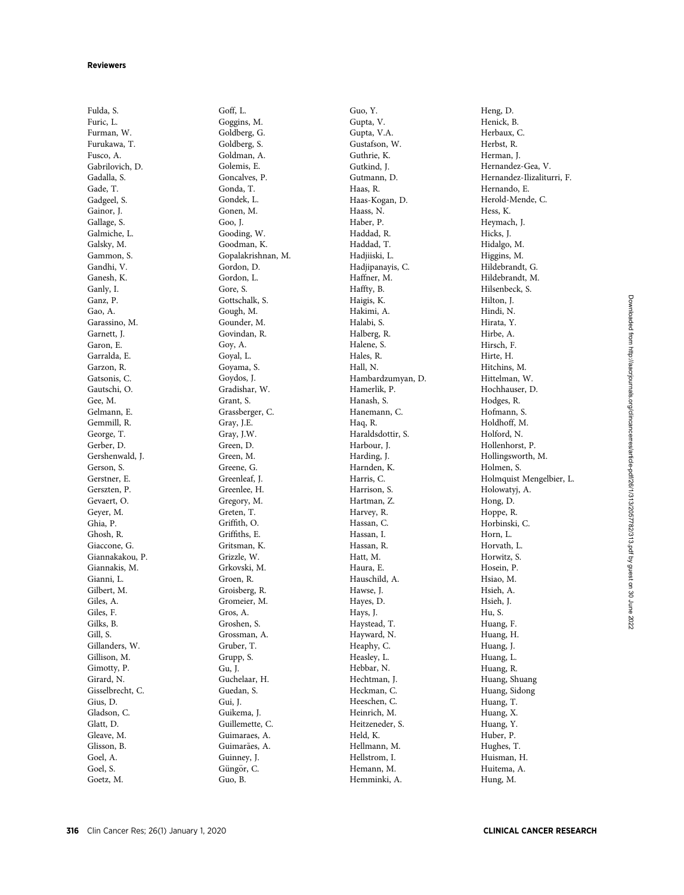Fulda, S.
Furic, L.
Furman, W.
Furukawa, T.
Fusco, A.
Gabrilovich, D.
Gadalla, S.
Gade, T.
Gadgeel, S.
Gainor, J.
Gallage, S.
Galmiche, L.
Galsky, M.
Gammon, S.
Gandhi, V.
Ganesh, K.
Ganly, I.
Ganz, P.
Gao, A.
Garassino, M.
Garnett, J.
Garon, E.
Garralda, E.
Garzon, R.
Gatsonis, C.
Gautschi, O.
Gee, M.
Gelmann, E.
Gemmill, R.
George, T.
Gerber, D.
Gershenwald, J.
Gerson, S.
Gerstner, E.
Gerszten, P.
Gevaert, O.
Geyer, M.
Ghia, P.
Ghosh, R.
Giaccone, G.
Giannakakou, P.
Giannakis, M.
Gianni, L.
Gilbert, M.
Giles, A.
Giles, F.
Gilks, B.
Gill, S.
Gillanders, W.
Gillison, M.
Gimotty, P.
Girard, N.
Gisselbrecht, C.
Gius, D.
Gladson, C.
Glatt, D.
Gleave, M.
Glisson, B.
Goel, A.
Goel, S.
Goetz, M.
Goff, L.
Goggins, M.
Goldberg, G.
Goldberg, S.
Goldman, A.
Golemis, E.
Goncalves, P.
Gonda, T.
Gondek, L.
Gonen, M.
Goo, J.
Gooding, W.
Goodman, K.
Gopalakrishnan, M.
Gordon, D.
Gordon, L.
Gore, S.
Gottschalk, S.
Gough, M.
Gounder, M.
Govindan, R.
Goy, A.
Goyal, L.
Goyama, S.
Goydos, J.
Gradishar, W.
Grant, S.
Grassberger, C.
Gray, J.E.
Gray, J.W.
Green, D.
Green, M.
Greene, G.
Greenleaf, J.
Greenlee, H.
Gregory, M.
Greten, T.
Griffith, O.
Griffiths, E.
Gritsman, K.
Grizzle, W.
Grkovski, M.
Groen, R.
Groisberg, R.
Gromeier, M.
Gros, A.
Groshen, S.
Grossman, A.
Gruber, T.
Grupp, S.
Gu, J.
Guchelaar, H.
Guedan, S.
Gui, J.
Guikema, J.
Guillemette, C.
Guimaraes, A.
Guimarães, A.
Guinney, J.
Güngör, C.
Guo, B.
Guo, Y.
Gupta, V.
Gupta, V.A.
Gustafson, W.
Guthrie, K.
Gutkind, J.
Gutmann, D.
Haas, R.
Haas-Kogan, D.
Haass, N.
Haber, P.
Haddad, R.
Haddad, T.
Hadjiiski, L.
Hadjipanayis, C.
Haffner, M.
Haffty, B.
Haigis, K.
Hakimi, A.
Halabi, S.
Halberg, R.
Halene, S.
Hales, R.
Hall, N.
Hambardzumyan, D.
Hamerlik, P.
Hanash, S.
Hanemann, C.
Haq, R.
Haraldsdottir, S.
Harbour, J.
Harding, J.
Harnden, K.
Harris, C.
Harrison, S.
Hartman, Z.
Harvey, R.
Hassan, C.
Hassan, I.
Hassan, R.
Hatt, M.
Haura, E.
Hauschild, A.
Hawse, J.
Hayes, D.
Hays, J.
Haystead, T.
Hayward, N.
Heaphy, C.
Heasley, L.
Hebbar, N.
Hechtman, J.
Heckman, C.
Heeschen, C.
Heinrich, M.
Heitzeneder, S.
Held, K.
Hellmann, M.
Hellstrom, I.
Hemann, M.
Hemminki, A.
Heng, D.
Henick, B.
Herbaux, C.
Herbst, R.
Herman, J.
Hernandez-Gea, V.
Hernandez-Ilizaliturri, F.
Hernando, E.
Herold-Mende, C.
Hess, K.
Heymach, J.
Hicks, J.
Hidalgo, M.
Higgins, M.
Hildebrandt, G.
Hildebrandt, M.
Hilsenbeck, S.
Hilton, J.
Hindi, N.
Hirata, Y.
Hirbe, A.
Hirsch, F.
Hirte, H.
Hitchins, M.
Hittelman, W.
Hochhauser, D.
Hodges, R.
Hofmann, S.
Holdhoff, M.
Holford, N.
Hollenhorst, P.
Hollingsworth, M.
Holmen, S.
Holmquist Mengelbier, L.
Holowatyj, A.
Hong, D.
Hoppe, R.
Horbinski, C.
Horn, L.
Horvath, L.
Horwitz, S.
Hosein, P.
Hsiao, M.
Hsieh, A.
Hsieh, J.
Hu, S.
Huang, F.
Huang, H.
Huang, J.
Huang, L.
Huang, R.
Huang, Shuang
Huang, Sidong
Huang, T.
Huang, X.
Huang, Y.
Huber, P.
Hughes, T.
Huisman, H.
Huitema, A.
Hung, M.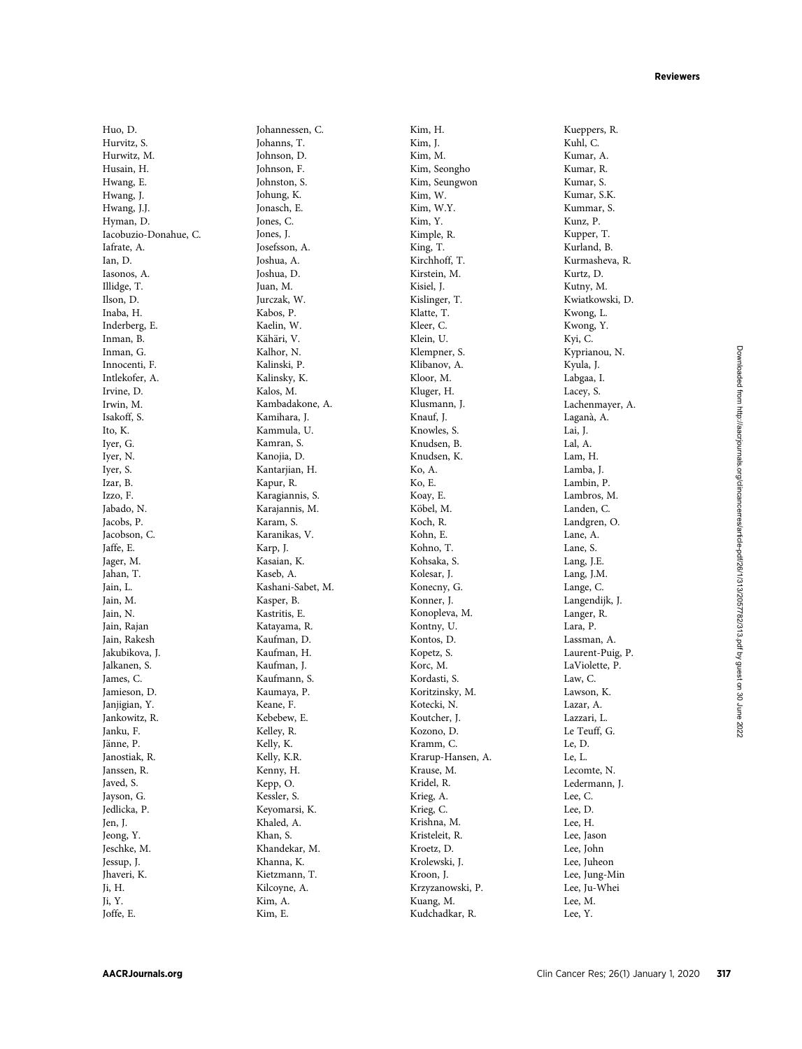Huo, D.
Hurvitz, S.
Hurwitz, M.
Husain, H.
Hwang, E.
Hwang, J.
Hwang, J.J.
Hyman, D.
Iacobuzio-Donahue, C.
Iafrate, A.
Ian, D.
Iasonos, A.
Illidge, T.
Ilson, D.
Inaba, H.
Inderberg, E.
Inman, B.
Inman, G.
Innocenti, F.
Intlekofer, A.
Irvine, D.
Irwin, M.
Isakoff, S.
Ito, K.
Iyer, G.
Iyer, N.
Iyer, S.
Izar, B.
Izzo, F.
Jabado, N.
Jacobs, P.
Jacobson, C.
Jaffe, E.
Jager, M.
Jahan, T.
Jain, L.
Jain, M.
Jain, N.
Jain, Rajan
Jain, Rakesh
Jakubikova, J.
Jalkanen, S.
James, C.
Jamieson, D.
Janjigian, Y.
Jankowitz, R.
Janku, F.
Jänne, P.
Janostiak, R.
Janssen, R.
Javed, S.
Jayson, G.
Jedlicka, P.
Jen, J.
Jeong, Y.
Jeschke, M.
Jessup, J.
Jhaveri, K.
Ji, H.
Ji, Y.
Joffe, E.
Johannessen, C.
Johanns, T.
Johnson, D.
Johnson, F.
Johnston, S.
Johung, K.
Jonasch, E.
Jones, C.
Jones, J.
Josefsson, A.
Joshua, A.
Joshua, D.
Juan, M.
Jurczak, W.
Kabos, P.
Kaelin, W.
Kähäri, V.
Kalhor, N.
Kalinski, P.
Kalinsky, K.
Kalos, M.
Kambadakone, A.
Kamihara, J.
Kammula, U.
Kamran, S.
Kanojia, D.
Kantarjian, H.
Kapur, R.
Karagiannis, S.
Karajannis, M.
Karam, S.
Karanikas, V.
Karp, J.
Kasaian, K.
Kaseb, A.
Kashani-Sabet, M.
Kasper, B.
Kastritis, E.
Katayama, R.
Kaufman, D.
Kaufman, H.
Kaufman, J.
Kaufmann, S.
Kaumaya, P.
Keane, F.
Kebebew, E.
Kelley, R.
Kelly, K.
Kelly, K.R.
Kenny, H.
Kepp, O.
Kessler, S.
Keyomarsi, K.
Khaled, A.
Khan, S.
Khandekar, M.
Khanna, K.
Kietzmann, T.
Kilcoyne, A.
Kim, A.
Kim, E.
Kim, H.
Kim, J.
Kim, M.
Kim, Seongho
Kim, Seungwon
Kim, W.
Kim, W.Y.
Kim, Y.
Kimple, R.
King, T.
Kirchhoff, T.
Kirstein, M.
Kisiel, J.
Kislinger, T.
Klatte, T.
Kleer, C.
Klein, U.
Klempner, S.
Klibanov, A.
Kloor, M.
Kluger, H.
Klusmann, J.
Knauf, J.
Knowles, S.
Knudsen, B.
Knudsen, K.
Ko, A.
Ko, E.
Koay, E.
Köbel, M.
Koch, R.
Kohn, E.
Kohno, T.
Kohsaka, S.
Kolesar, J.
Konecny, G.
Konner, J.
Konopleva, M.
Kontny, U.
Kontos, D.
Kopetz, S.
Korc, M.
Kordasti, S.
Koritzinsky, M.
Kotecki, N.
Koutcher, J.
Kozono, D.
Kramm, C.
Krarup-Hansen, A.
Krause, M.
Kridel, R.
Krieg, A.
Krieg, C.
Krishna, M.
Kristeleit, R.
Kroetz, D.
Krolewski, J.
Kroon, J.
Krzyzanowski, P.
Kuang, M.
Kudchadkar, R.
Kueppers, R.
Kuhl, C.
Kumar, A.
Kumar, R.
Kumar, S.
Kumar, S.K.
Kummar, S.
Kunz, P.
Kupper, T.
Kurland, B.
Kurmasheva, R.
Kurtz, D.
Kutny, M.
Kwiatkowski, D.
Kwong, L.
Kwong, Y.
Kyi, C.
Kyprianou, N.
Kyula, J.
Labgaa, I.
Lacey, S.
Lachenmayer, A.
Laganà, A.
Lai, J.
Lal, A.
Lam, H.
Lamba, J.
Lambin, P.
Lambros, M.
Landen, C.
Landgren, O.
Lane, A.
Lane, S.
Lang, J.E.
Lang, J.M.
Lange, C.
Langendijk, J.
Langer, R.
Lara, P.
Lassman, A.
Laurent-Puig, P.
LaViolette, P.
Law, C.
Lawson, K.
Lazar, A.
Lazzari, L.
Le Teuff, G.
Le, D.
Le, L.
Lecomte, N.
Ledermann, J.
Lee, C.
Lee, D.
Lee, H.
Lee, Jason
Lee, John
Lee, Juheon
Lee, Jung-Min
Lee, Ju-Whei
Lee, M.
Lee, Y.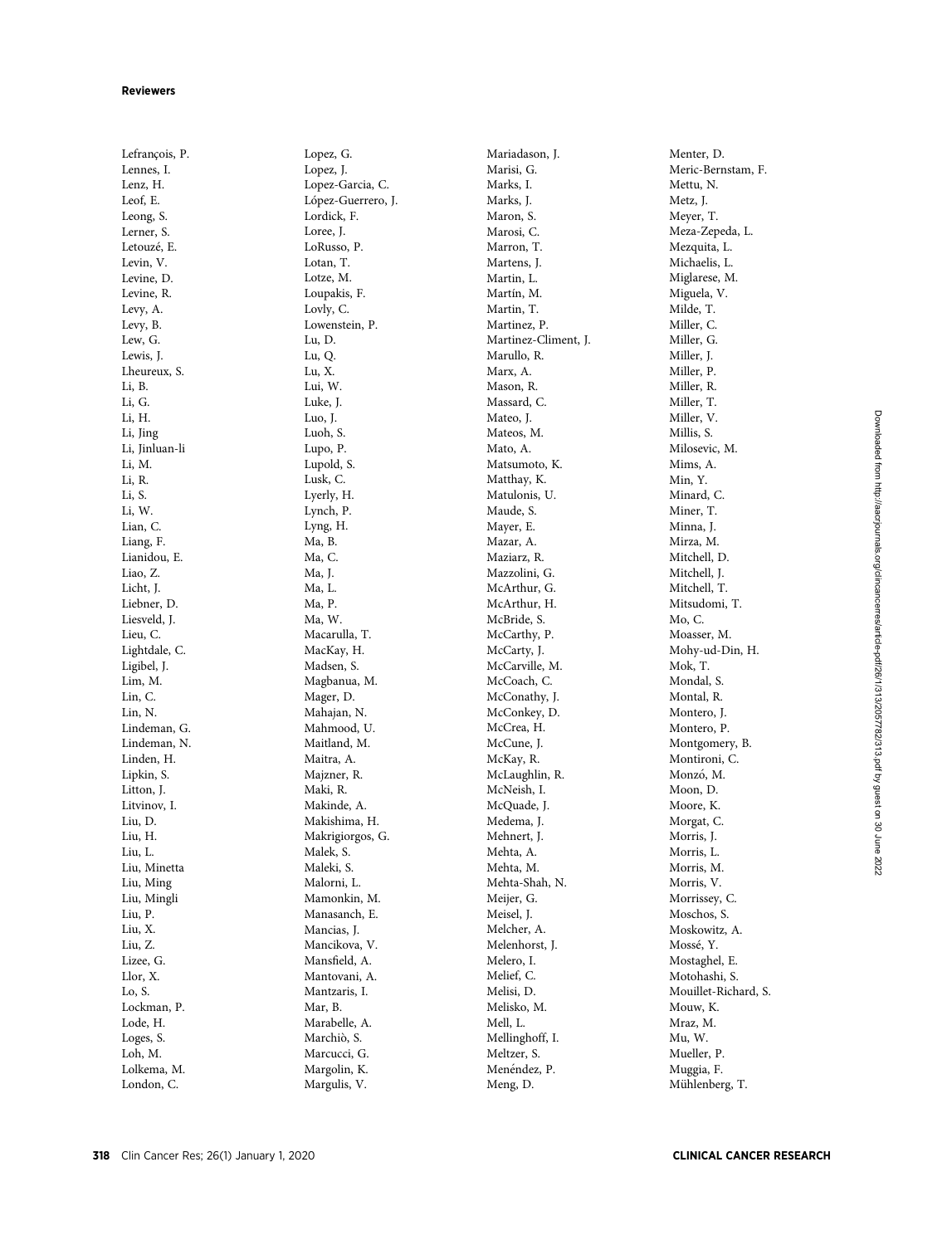**Reviewers**

Lefrançois, P.
Lennes, I.
Lenz, H.
Leof, E.
Leong, S.
Lerner, S.
Letouzé, E.
Levin, V.
Levine, D.
Levine, R.
Levy, A.
Levy, B.
Lew, G.
Lewis, J.
Lheureux, S.
Li, B.
Li, G.
Li, H.
Li, Jing
Li, Jinluan-li
Li, M.
Li, R.
Li, S.
Li, W.
Lian, C.
Liang, F.
Lianidou, E.
Liao, Z.
Licht, J.
Liebner, D.
Liesveld, J.
Lieu, C.
Lightdale, C.
Ligibel, J.
Lim, M.
Lin, C.
Lin, N.
Lindeman, G.
Lindeman, N.
Linden, H.
Lipkin, S.
Litton, J.
Litvinov, I.
Liu, D.
Liu, H.
Liu, L.
Liu, Minetta
Liu, Ming
Liu, Mingli
Liu, P.
Liu, X.
Liu, Z.
Lizee, G.
Llor, X.
Lo, S.
Lockman, P.
Lode, H.
Loges, S.
Loh, M.
Lolkema, M.
London, C.
Lopez, G.
Lopez, J.
Lopez-Garcia, C.
López-Guerrero, J.
Lordick, F.
Loree, J.
LoRusso, P.
Lotan, T.
Lotze, M.
Loupakis, F.
Lovly, C.
Lowenstein, P.
Lu, D.
Lu, Q.
Lu, X.
Lui, W.
Luke, J.
Luo, J.
Luoh, S.
Lupo, P.
Lupold, S.
Lusk, C.
Lyerly, H.
Lynch, P.
Lyng, H.
Ma, B.
Ma, C.
Ma, J.
Ma, L.
Ma, P.
Ma, W.
Macarulla, T.
MacKay, H.
Madsen, S.
Magbanua, M.
Mager, D.
Mahajan, N.
Mahmood, U.
Maitland, M.
Maitra, A.
Majzner, R.
Maki, R.
Makinde, A.
Makishima, H.
Makrigiorgos, G.
Malek, S.
Maleki, S.
Malorni, L.
Mamonkin, M.
Manasanch, E.
Mancias, J.
Mancikova, V.
Mansfield, A.
Mantovani, A.
Mantzaris, I.
Mar, B.
Marabelle, A.
Marchiò, S.
Marcucci, G.
Margolin, K.
Margulis, V.
Mariadason, J.
Marisi, G.
Marks, I.
Marks, J.
Maron, S.
Marosi, C.
Marron, T.
Martens, J.
Martin, L.
Martín, M.
Martin, T.
Martinez, P.
Martinez-Climent, J.
Marullo, R.
Marx, A.
Mason, R.
Massard, C.
Mateo, J.
Mateos, M.
Mato, A.
Matsumoto, K.
Matthay, K.
Matulonis, U.
Maude, S.
Mayer, E.
Mazar, A.
Maziarz, R.
Mazzolini, G.
McArthur, G.
McArthur, H.
McBride, S.
McCarthy, P.
McCarty, J.
McCarville, M.
McCoach, C.
McConathy, J.
McConkey, D.
McCrea, H.
McCune, J.
McKay, R.
McLaughlin, R.
McNeish, I.
McQuade, J.
Medema, J.
Mehnert, J.
Mehta, A.
Mehta, M.
Mehta-Shah, N.
Meijer, G.
Meisel, J.
Melcher, A.
Melenhorst, J.
Melero, I.
Melief, C.
Melisi, D.
Melisko, M.
Mell, L.
Mellinghoff, I.
Meltzer, S.
Menéndez, P.
Meng, D.
Menter, D.
Meric-Bernstam, F.
Mettu, N.
Metz, J.
Meyer, T.
Meza-Zepeda, L.
Mezquita, L.
Michaelis, L.
Miglarese, M.
Miguela, V.
Milde, T.
Miller, C.
Miller, G.
Miller, J.
Miller, P.
Miller, R.
Miller, T.
Miller, V.
Millis, S.
Milosevic, M.
Mims, A.
Min, Y.
Minard, C.
Miner, T.
Minna, J.
Mirza, M.
Mitchell, D.
Mitchell, J.
Mitchell, T.
Mitsudomi, T.
Mo, C.
Moasser, M.
Mohy-ud-Din, H.
Mok, T.
Mondal, S.
Montal, R.
Montero, J.
Montero, P.
Montgomery, B.
Montironi, C.
Monzó, M.
Moon, D.
Moore, K.
Morgat, C.
Morris, J.
Morris, L.
Morris, M.
Morris, V.
Morrissey, C.
Moschos, S.
Moskowitz, A.
Mossé, Y.
Mostaghel, E.
Motohashi, S.
Mouillet-Richard, S.
Mouw, K.
Mraz, M.
Mu, W.
Mueller, P.
Muggia, F.
Mühlenberg, T.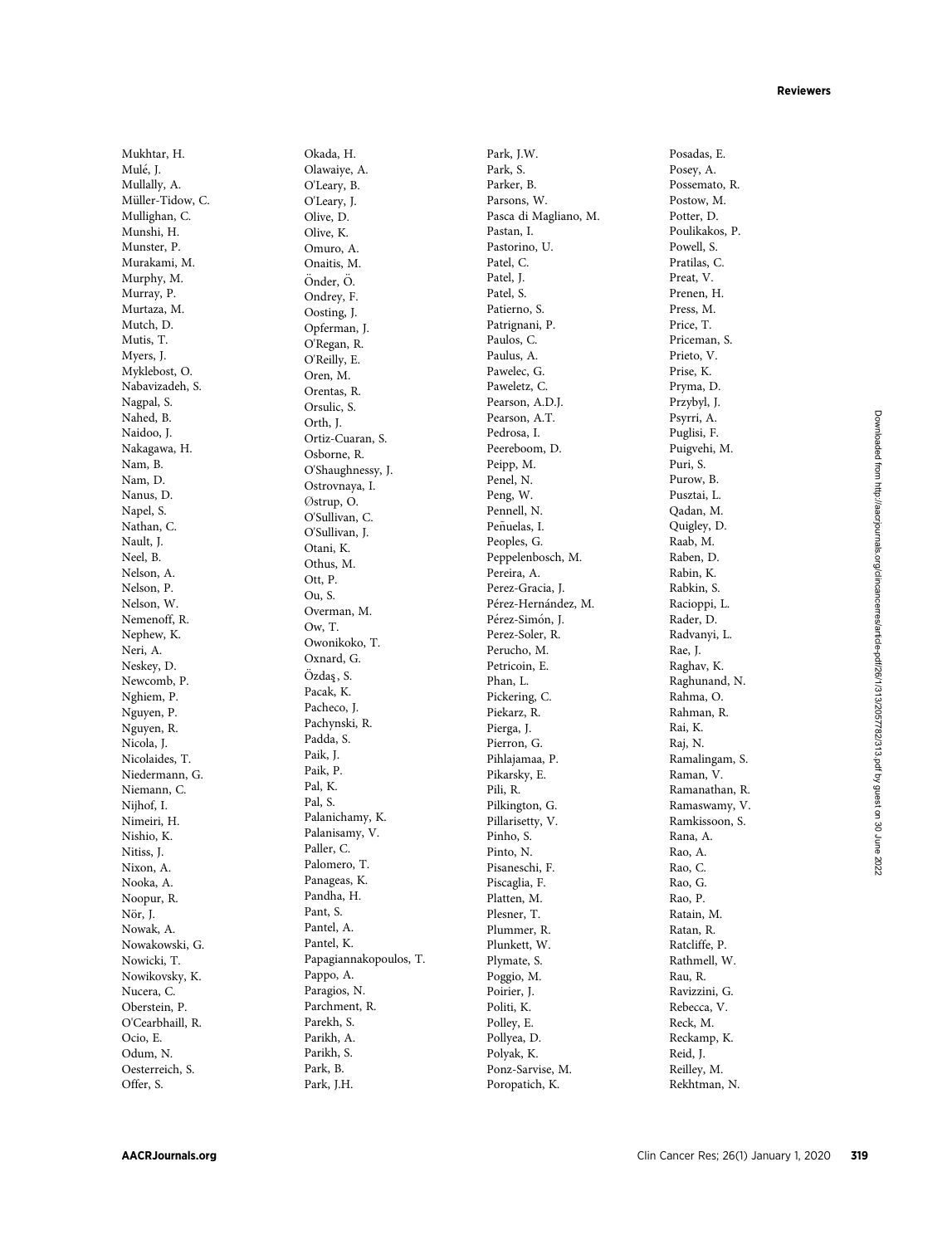Mukhtar, H.
Mulé, J.
Mullally, A.
Müller-Tidow, C.
Mullighan, C.
Munshi, H.
Munster, P.
Murakami, M.
Murphy, M.
Murray, P.
Murtaza, M.
Mutch, D.
Mutis, T.
Myers, J.
Myklebost, O.
Nabavizadeh, S.
Nagpal, S.
Nahed, B.
Naidoo, J.
Nakagawa, H.
Nam, B.
Nam, D.
Nanus, D.
Napel, S.
Nathan, C.
Nault, J.
Neel, B.
Nelson, A.
Nelson, P.
Nelson, W.
Nemenoff, R.
Nephew, K.
Neri, A.
Neskey, D.
Newcomb, P.
Nghiem, P.
Nguyen, P.
Nguyen, R.
Nicola, J.
Nicolaides, T.
Niedermann, G.
Niemann, C.
Nijhof, I.
Nimeiri, H.
Nishio, K.
Nitiss, J.
Nixon, A.
Nooka, A.
Noopur, R.
Nör, J.
Nowak, A.
Nowakowski, G.
Nowicki, T.
Nowikovsky, K.
Nucera, C.
Oberstein, P.
O'Cearbhaill, R.
Ocio, E.
Odum, N.
Oesterreich, S.
Offer, S.
Okada, H.
Olawaiye, A.
O'Leary, B.
O'Leary, J.
Olive, D.
Olive, K.
Omuro, A.
Onaitis, M.
Önder, Ö.
Ondrey, F.
Oosting, J.
Opferman, J.
O'Regan, R.
O'Reilly, E.
Oren, M.
Orentas, R.
Orsulic, S.
Orth, J.
Ortiz-Cuaran, S.
Osborne, R.
O'Shaughnessy, J.
Ostrovnaya, I.
Østrup, O.
O'Sullivan, C.
O'Sullivan, J.
Otani, K.
Othus, M.
Ott, P.
Ou, S.
Overman, M.
Ow, T.
Owonikoko, T.
Oxnard, G.
Özdaş, S.
Pacak, K.
Pacheco, J.
Pachynski, R.
Padda, S.
Paik, J.
Paik, P.
Pal, K.
Pal, S.
Palanichamy, K.
Palanisamy, V.
Paller, C.
Palomero, T.
Panageas, K.
Pandha, H.
Pant, S.
Pantel, A.
Pantel, K.
Papagiannakopoulos, T.
Pappo, A.
Paragios, N.
Parchment, R.
Parekh, S.
Parikh, A.
Parikh, S.
Park, B.
Park, J.H.
Park, J.W.
Park, S.
Parker, B.
Parsons, W.
Pasca di Magliano, M.
Pastan, I.
Pastorino, U.
Patel, C.
Patel, J.
Patel, S.
Patierno, S.
Patrignani, P.
Paulos, C.
Paulus, A.
Pawelec, G.
Paweletz, C.
Pearson, A.D.J.
Pearson, A.T.
Pedrosa, I.
Peereboom, D.
Peipp, M.
Penel, N.
Peng, W.
Pennell, N.
Peñuelas, I.
Peoples, G.
Peppelenbosch, M.
Pereira, A.
Perez-Gracia, J.
Pérez-Hernández, M.
Pérez-Simón, J.
Perez-Soler, R.
Perucho, M.
Petricoin, E.
Phan, L.
Pickering, C.
Piekarz, R.
Pierga, J.
Pierron, G.
Pihlajamaa, P.
Pikarsky, E.
Pili, R.
Pilkington, G.
Pillarisetty, V.
Pinho, S.
Pinto, N.
Pisaneschi, F.
Piscaglia, F.
Platten, M.
Plesner, T.
Plummer, R.
Plunkett, W.
Plymate, S.
Poggio, M.
Poirier, J.
Politi, K.
Polley, E.
Pollyea, D.
Polyak, K.
Ponz-Sarvise, M.
Poropatich, K.
Posadas, E.
Posey, A.
Possemato, R.
Postow, M.
Potter, D.
Poulikakos, P.
Powell, S.
Pratilas, C.
Preat, V.
Prenen, H.
Press, M.
Price, T.
Priceman, S.
Prieto, V.
Prise, K.
Pryma, D.
Przybyl, J.
Psyrri, A.
Puglisi, F.
Puigvehi, M.
Puri, S.
Purow, B.
Pusztai, L.
Qadan, M.
Quigley, D.
Raab, M.
Raben, D.
Rabin, K.
Rabkin, S.
Racioppi, L.
Rader, D.
Radvanyi, L.
Rae, J.
Raghav, K.
Raghunand, N.
Rahma, O.
Rahman, R.
Rai, K.
Raj, N.
Ramalingam, S.
Raman, V.
Ramanathan, R.
Ramaswamy, V.
Ramkissoon, S.
Rana, A.
Rao, A.
Rao, C.
Rao, G.
Rao, P.
Ratain, M.
Ratan, R.
Ratcliffe, P.
Rathmell, W.
Rau, R.
Ravizzini, G.
Rebecca, V.
Reck, M.
Reckamp, K.
Reid, J.
Reilley, M.
Rekhtman, N.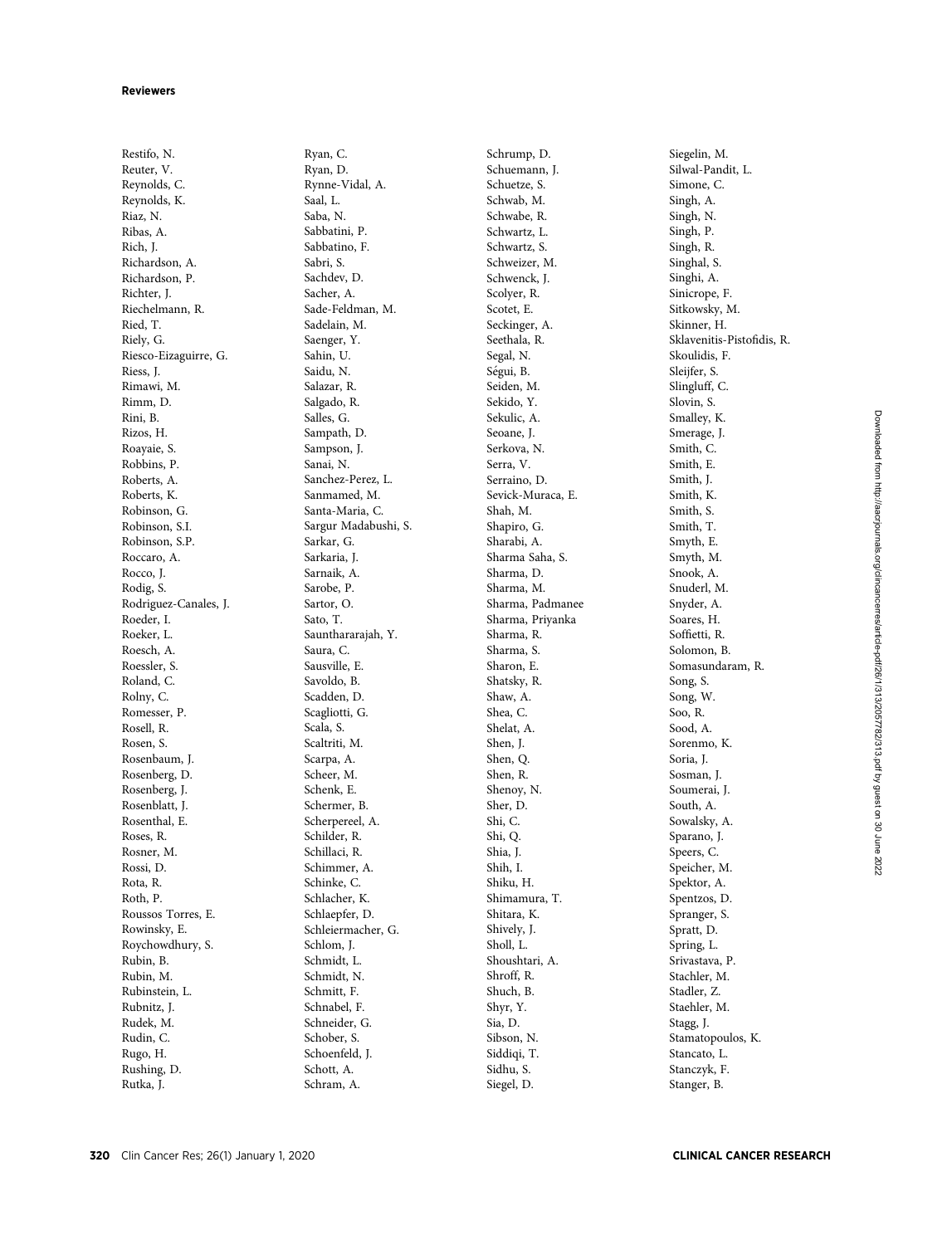**Reviewers**

Restifo, N.
Reuter, V.
Reynolds, C.
Reynolds, K.
Riaz, N.
Ribas, A.
Rich, J.
Richardson, A.
Richardson, P.
Richter, J.
Riechelmann, R.
Ried, T.
Riely, G.
Riesco-Eizaguirre, G.
Riess, J.
Rimawi, M.
Rimm, D.
Rini, B.
Rizos, H.
Roayaie, S.
Robbins, P.
Roberts, A.
Roberts, K.
Robinson, G.
Robinson, S.I.
Robinson, S.P.
Roccaro, A.
Rocco, J.
Rodig, S.
Rodriguez-Canales, J.
Roeder, I.
Roeker, L.
Roesch, A.
Roessler, S.
Roland, C.
Rolny, C.
Romesser, P.
Rosell, R.
Rosen, S.
Rosenbaum, J.
Rosenberg, D.
Rosenberg, J.
Rosenblatt, J.
Rosenthal, E.
Roses, R.
Rosner, M.
Rossi, D.
Rota, R.
Roth, P.
Roussos Torres, E.
Rowinsky, E.
Roychowdhury, S.
Rubin, B.
Rubin, M.
Rubinstein, L.
Rubnitz, J.
Rudek, M.
Rudin, C.
Rugo, H.
Rushing, D.
Rutka, J.
Ryan, C.
Ryan, D.
Rynne-Vidal, A.
Saal, L.
Saba, N.
Sabbatini, P.
Sabbatino, F.
Sabri, S.
Sachdev, D.
Sacher, A.
Sade-Feldman, M.
Sadelain, M.
Saenger, Y.
Sahin, U.
Saidu, N.
Salazar, R.
Salgado, R.
Salles, G.
Sampath, D.
Sampson, J.
Sanai, N.
Sanchez-Perez, L.
Sanmamed, M.
Santa-Maria, C.
Sargur Madabushi, S.
Sarkar, G.
Sarkaria, J.
Sarnaik, A.
Sarobe, P.
Sartor, O.
Sato, T.
Sauntharatajah, Y.
Saura, C.
Sausville, E.
Savoldo, B.
Scadden, D.
Scagliotti, G.
Scala, S.
Scaltriti, M.
Scarpa, A.
Scheer, M.
Schenk, E.
Schermer, B.
Scherpereel, A.
Schilder, R.
Schillaci, R.
Schimmer, A.
Schinke, C.
Schlacher, K.
Schlaepfer, D.
Schleiermacher, G.
Schlom, J.
Schmidt, L.
Schmidt, N.
Schmitt, F.
Schnabel, F.
Schneider, G.
Schober, S.
Schoenfeld, J.
Schott, A.
Schram, A.
Schrump, D.
Schuemann, J.
Schuetze, S.
Schwab, M.
Schwabe, R.
Schwartz, L.
Schwartz, S.
Schweizer, M.
Schwenck, J.
Scolyer, R.
Scotet, E.
Seckinger, A.
Seethala, R.
Segal, N.
Ségui, B.
Seiden, M.
Sekido, Y.
Sekulic, A.
Seoane, J.
Serkova, N.
Serra, V.
Serraino, D.
Sevick-Muraca, E.
Shah, M.
Shapiro, G.
Sharabi, A.
Sharma Saha, S.
Sharma, D.
Sharma, M.
Sharma, Padmanee
Sharma, Priyanka
Sharma, R.
Sharma, S.
Sharon, E.
Shatsky, R.
Shaw, A.
Shea, C.
Shelat, A.
Shen, J.
Shen, Q.
Shen, R.
Shenoy, N.
Sher, D.
Shi, C.
Shi, Q.
Shia, J.
Shih, I.
Shiku, H.
Shimamura, T.
Shitara, K.
Shively, J.
Sholl, L.
Shoushtari, A.
Shroff, R.
Shuch, B.
Shyr, Y.
Sia, D.
Sibson, N.
Siddiqi, T.
Sidhu, S.
Siegel, D.
Siegelin, M.
Silwal-Pandit, L.
Simone, C.
Singh, A.
Singh, N.
Singh, P.
Singh, R.
Singhal, S.
Singhi, A.
Sinicrope, F.
Sitkowsky, M.
Skinner, H.
Sklavenitis-Pistofidis, R.
Skoulidis, F.
Sleijfer, S.
Slingluff, C.
Slovin, S.
Smalley, K.
Smerage, J.
Smith, C.
Smith, E.
Smith, J.
Smith, K.
Smith, S.
Smith, T.
Smyth, E.
Smyth, M.
Snook, A.
Snuderl, M.
Snyder, A.
Soares, H.
Soffietti, R.
Solomon, B.
Somasundaram, R.
Song, S.
Song, W.
Soo, R.
Sood, A.
Sorenmo, K.
Soria, J.
Sosman, J.
Soumerai, J.
South, A.
Sowalsky, A.
Sparano, J.
Speers, C.
Speicher, M.
Spektor, A.
Spentzos, D.
Spranger, S.
Spratt, D.
Spring, L.
Srivastava, P.
Stachler, M.
Stadler, Z.
Staehler, M.
Stagg, J.
Stamatopoulos, K.
Stancato, L.
Stanczyk, F.
Stanger, B.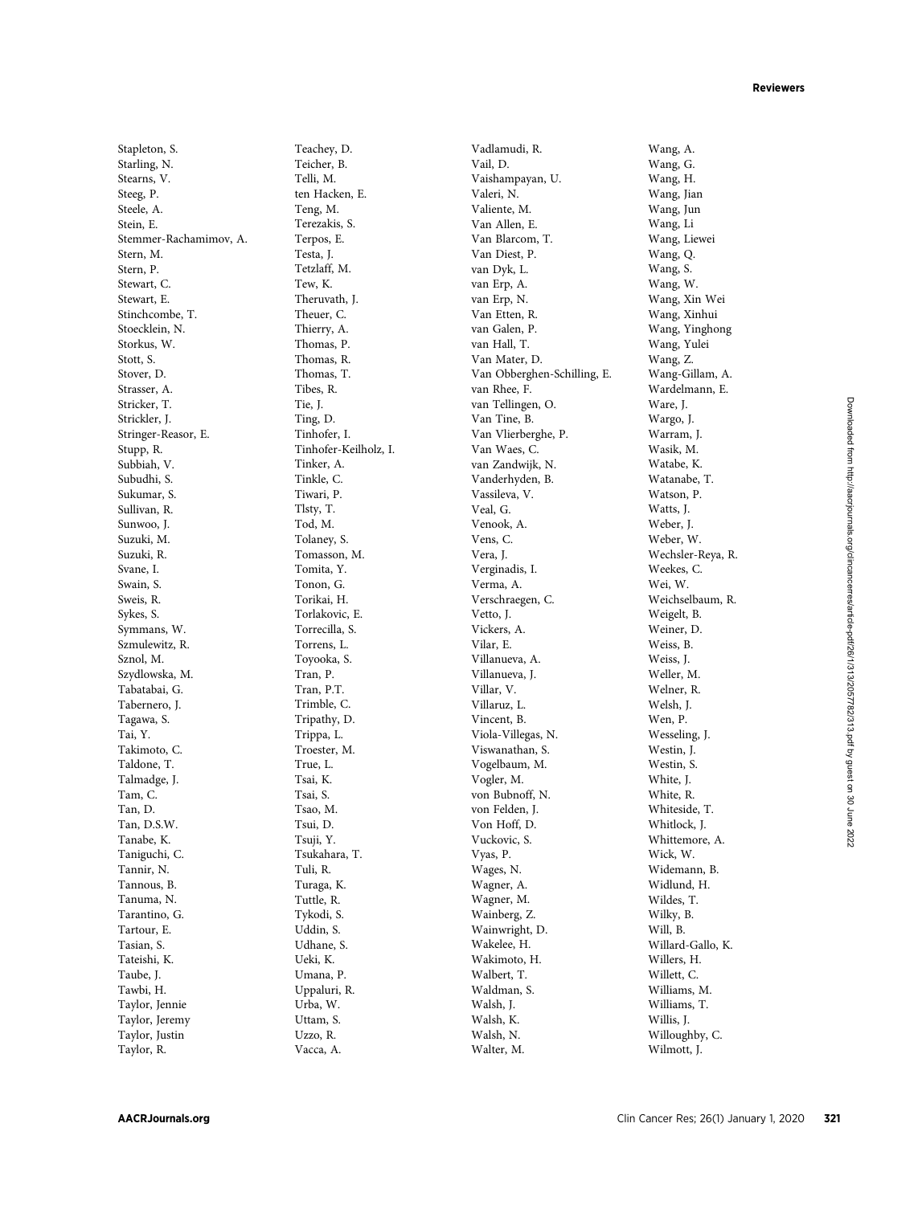Stapleton, S.
Starling, N.
Stearns, V.
Steeg, P.
Steele, A.
Stein, E.
Stemmer-Rachamimov, A.
Stern, M.
Stern, P.
Stewart, C.
Stewart, E.
Stinchcombe, T.
Stoecklein, N.
Storkus, W.
Stott, S.
Stover, D.
Strasser, A.
Stricker, T.
Strickler, J.
Stringer-Reasor, E.
Stupp, R.
Subbiah, V.
Subudhi, S.
Sukumar, S.
Sullivan, R.
Sunwoo, J.
Suzuki, M.
Suzuki, R.
Svane, I.
Swain, S.
Sweis, R.
Sykes, S.
Symmans, W.
Szmulewitz, R.
Sznol, M.
Szydlowska, M.
Tabatabai, G.
Tabernero, J.
Tagawa, S.
Tai, Y.
Takimoto, C.
Taldone, T.
Talmadge, J.
Tam, C.
Tan, D.
Tan, D.S.W.
Tanabe, K.
Taniguchi, C.
Tannir, N.
Tannous, B.
Tanuma, N.
Tarantino, G.
Tartour, E.
Tasian, S.
Tateishi, K.
Taube, J.
Tawbi, H.
Taylor, Jennie
Taylor, Jeremy
Taylor, Justin
Taylor, R.
Teachey, D.
Teicher, B.
Telli, M.
ten Hacken, E.
Teng, M.
Terezakis, S.
Terpos, E.
Testa, J.
Tetzlaff, M.
Tew, K.
Theruvath, J.
Theuer, C.
Thierry, A.
Thomas, P.
Thomas, R.
Thomas, T.
Tibes, R.
Tie, J.
Ting, D.
Tinhofer, I.
Tinhofer-Keilholz, I.
Tinker, A.
Tinkle, C.
Tiwari, P.
Tlsty, T.
Tod, M.
Tolaney, S.
Tomasson, M.
Tomita, Y.
Tonon, G.
Torikai, H.
Torlakovic, E.
Torrecilla, S.
Torrens, L.
Toyooka, S.
Tran, P.
Tran, P.T.
Trimble, C.
Tripathy, D.
Trippa, L.
Troester, M.
True, L.
Tsai, K.
Tsai, S.
Tsao, M.
Tsui, D.
Tsuji, Y.
Tsukahara, T.
Tuli, R.
Turaga, K.
Tuttle, R.
Tykodi, S.
Uddin, S.
Udhane, S.
Ueki, K.
Umana, P.
Uppaluri, R.
Urba, W.
Uttam, S.
Uzzo, R.
Vacca, A.
Vadlamudi, R.
Vail, D.
Vaishampayan, U.
Valeri, N.
Valiente, M.
Van Allen, E.
Van Blarcom, T.
Van Diest, P.
van Dyk, L.
van Erp, A.
van Erp, N.
Van Etten, R.
van Galen, P.
van Hall, T.
Van Mater, D.
Van Obberghen-Schilling, E.
van Rhee, F.
van Tellingen, O.
Van Tine, B.
Van Vlierberghe, P.
Van Waes, C.
van Zandwijk, N.
Vanderhyden, B.
Vassileva, V.
Veal, G.
Venook, A.
Vens, C.
Vera, J.
Verginadis, I.
Verma, A.
Verschraegen, C.
Vetto, J.
Vickers, A.
Vilar, E.
Villanueva, A.
Villanueva, J.
Villar, V.
Villaruz, L.
Vincent, B.
Viola-Villegas, N.
Viswanathan, S.
Vogelbaum, M.
Vogler, M.
von Bubnoff, N.
von Felden, J.
Von Hoff, D.
Vuckovic, S.
Vyas, P.
Wages, N.
Wagner, A.
Wagner, M.
Wainberg, Z.
Wainwright, D.
Wakelee, H.
Wakimoto, H.
Walbert, T.
Waldman, S.
Walsh, J.
Walsh, K.
Walsh, N.
Walter, M.
Wang, A.
Wang, G.
Wang, H.
Wang, Jian
Wang, Jun
Wang, Li
Wang, Liewei
Wang, Q.
Wang, S.
Wang, W.
Wang, Xin Wei
Wang, Xinhui
Wang, Yinghong
Wang, Yulei
Wang, Z.
Wang-Gillam, A.
Wardelmann, E.
Ware, J.
Wargo, J.
Warram, J.
Wasik, M.
Watabe, K.
Watanabe, T.
Watson, P.
Watts, J.
Weber, J.
Weber, W.
Wechsler-Reya, R.
Weekes, C.
Wei, W.
Weichselbaum, R.
Weigelt, B.
Weiner, D.
Weiss, B.
Weiss, J.
Weller, M.
Welner, R.
Welsh, J.
Wen, P.
Wesseling, J.
Westin, J.
Westin, S.
White, J.
White, R.
Whiteside, T.
Whitlock, J.
Whittemore, A.
Wick, W.
Widemann, B.
Widlund, H.
Wildes, T.
Wilky, B.
Will, B.
Willard-Gallo, K.
Willers, H.
Willett, C.
Williams, M.
Williams, T.
Willis, J.
Willoughby, C.
Wilmott, J.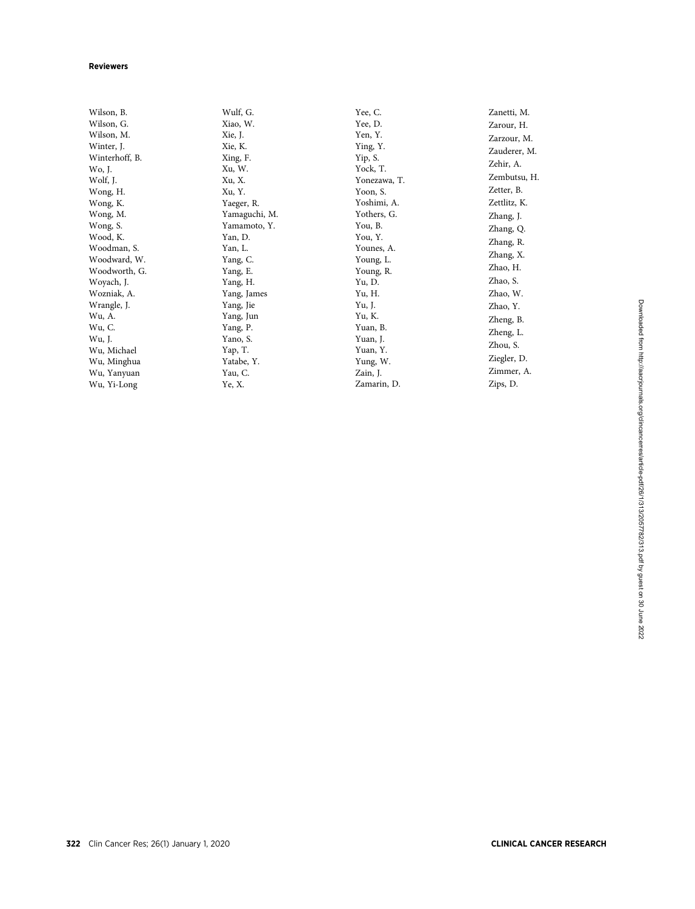**Reviewers**

Wilson, B.
Wilson, G.
Wilson, M.
Winter, J.
Winterhoff, B.
Wo, J.
Wolf, J.
Wong, H.
Wong, K.
Wong, M.
Wong, S.
Wood, K.
Woodman, S.
Woodward, W.
Woodworth, G.
Woyach, J.
Wozniak, A.
Wrangle, J.
Wu, A.
Wu, C.
Wu, J.
Wu, Michael
Wu, Minghua
Wu, Yanyuan
Wu, Yi-Long
Wulf, G.
Xiao, W.
Xie, J.
Xie, K.
Xing, F.
Xu, W.
Xu, X.
Xu, Y.
Yaeger, R.
Yamaguchi, M.
Yamamoto, Y.
Yan, D.
Yan, L.
Yang, C.
Yang, E.
Yang, H.
Yang, James
Yang, Jie
Yang, Jun
Yang, P.
Yano, S.
Yap, T.
Yatabe, Y.
Yau, C.
Ye, X.
Yee, C.
Yee, D.
Yen, Y.
Ying, Y.
Yip, S.
Yock, T.
Yonezawa, T.
Yoon, S.
Yoshimi, A.
Yothers, G.
You, B.
You, Y.
Younes, A.
Young, L.
Young, R.
Yu, D.
Yu, H.
Yu, J.
Yu, K.
Yuan, B.
Yuan, J.
Yuan, Y.
Yung, W.
Zain, J.
Zamarin, D.
Zanetti, M.
Zarour, H.
Zarzour, M.
Zauderer, M.
Zehir, A.
Zembutsu, H.
Zetter, B.
Zettlitz, K.
Zhang, J.
Zhang, Q.
Zhang, R.
Zhang, X.
Zhao, H.
Zhao, S.
Zhao, W.
Zhao, Y.
Zheng, B.
Zheng, L.
Zhou, S.
Ziegler, D.
Zimmer, A.
Zips, D.